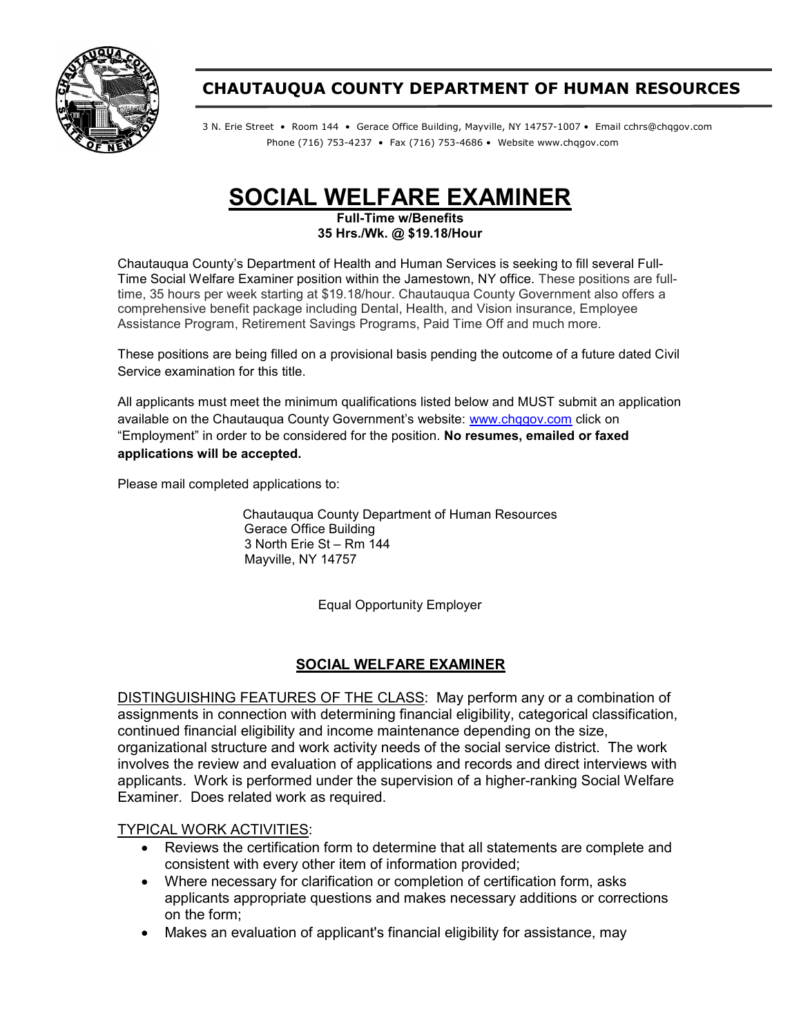# CHAUTAUQUA COUNTY DEPARTMENT OF HUMAN RESOURCES

3 N. Erie Street • Room 144 • Gerace Office Building, Mayville, NY 14757-1007 • Email cchrs@chqgov.com
Phone (716) 753-4237 • Fax (716) 753-4686 • Website www.chqgov.com

# SOCIAL WELFARE EXAMINER

**Full-Time w/Benefits**
**35 Hrs./Wk. @ $19.18/Hour**

Chautauqua County's Department of Health and Human Services is seeking to fill several Full-Time Social Welfare Examiner position within the Jamestown, NY office. These positions are full-time, 35 hours per week starting at $19.18/hour. Chautauqua County Government also offers a comprehensive benefit package including Dental, Health, and Vision insurance, Employee Assistance Program, Retirement Savings Programs, Paid Time Off and much more.

These positions are being filled on a provisional basis pending the outcome of a future dated Civil Service examination for this title.

All applicants must meet the minimum qualifications listed below and MUST submit an application available on the Chautauqua County Government's website: www.chqgov.com click on "Employment" in order to be considered for the position. **No resumes, emailed or faxed applications will be accepted.**

Please mail completed applications to:

Chautauqua County Department of Human Resources
Gerace Office Building
3 North Erie St – Rm 144
Mayville, NY 14757

Equal Opportunity Employer

## SOCIAL WELFARE EXAMINER

DISTINGUISHING FEATURES OF THE CLASS: May perform any or a combination of assignments in connection with determining financial eligibility, categorical classification, continued financial eligibility and income maintenance depending on the size, organizational structure and work activity needs of the social service district. The work involves the review and evaluation of applications and records and direct interviews with applicants. Work is performed under the supervision of a higher-ranking Social Welfare Examiner. Does related work as required.

TYPICAL WORK ACTIVITIES:

- Reviews the certification form to determine that all statements are complete and consistent with every other item of information provided;
- Where necessary for clarification or completion of certification form, asks applicants appropriate questions and makes necessary additions or corrections on the form;
- Makes an evaluation of applicant's financial eligibility for assistance, may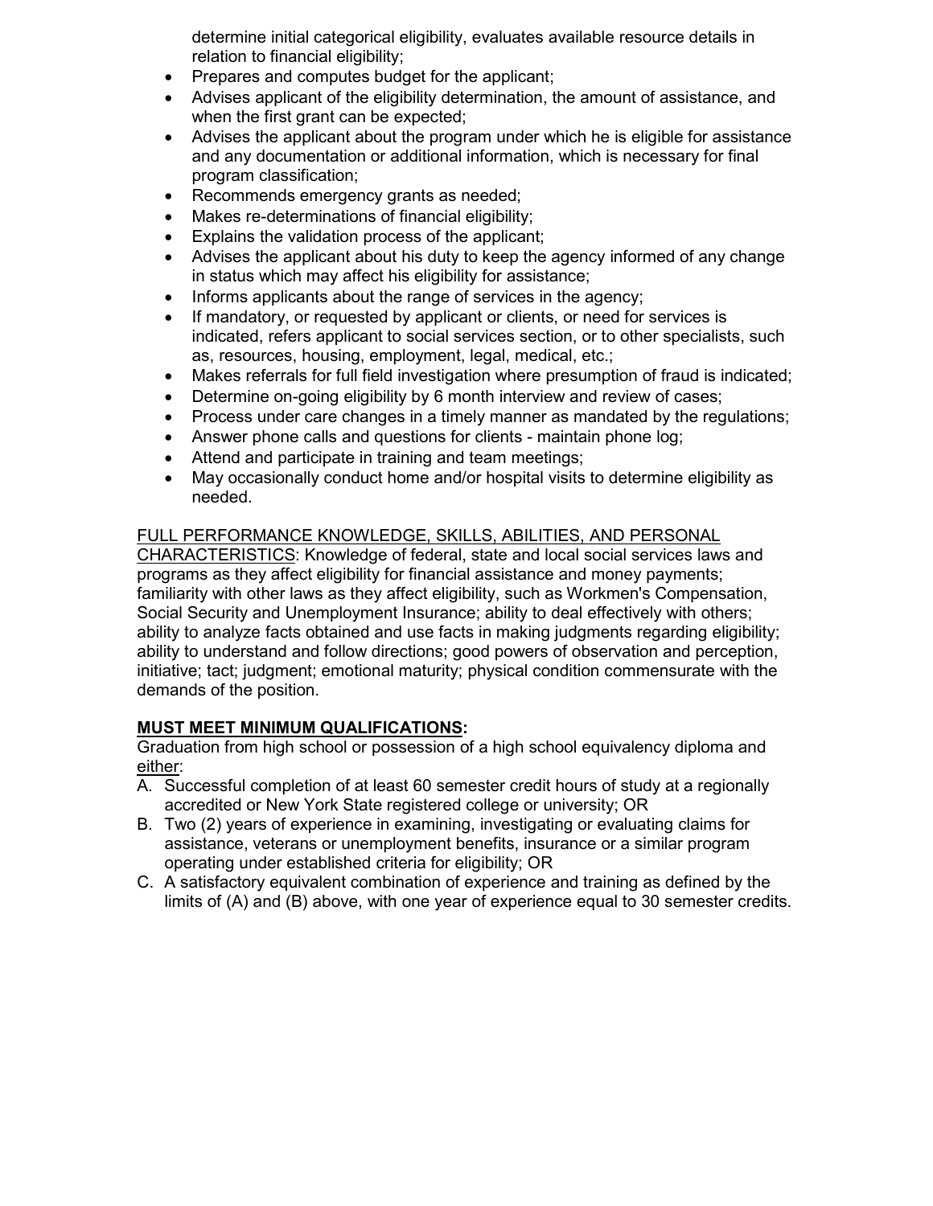determine initial categorical eligibility, evaluates available resource details in relation to financial eligibility;

- Prepares and computes budget for the applicant;
- Advises applicant of the eligibility determination, the amount of assistance, and when the first grant can be expected;
- Advises the applicant about the program under which he is eligible for assistance and any documentation or additional information, which is necessary for final program classification;
- Recommends emergency grants as needed;
- Makes re-determinations of financial eligibility;
- Explains the validation process of the applicant;
- Advises the applicant about his duty to keep the agency informed of any change in status which may affect his eligibility for assistance;
- Informs applicants about the range of services in the agency;
- If mandatory, or requested by applicant or clients, or need for services is indicated, refers applicant to social services section, or to other specialists, such as, resources, housing, employment, legal, medical, etc.;
- Makes referrals for full field investigation where presumption of fraud is indicated;
- Determine on-going eligibility by 6 month interview and review of cases;
- Process under care changes in a timely manner as mandated by the regulations;
- Answer phone calls and questions for clients - maintain phone log;
- Attend and participate in training and team meetings;
- May occasionally conduct home and/or hospital visits to determine eligibility as needed.

FULL PERFORMANCE KNOWLEDGE, SKILLS, ABILITIES, AND PERSONAL CHARACTERISTICS: Knowledge of federal, state and local social services laws and programs as they affect eligibility for financial assistance and money payments; familiarity with other laws as they affect eligibility, such as Workmen's Compensation, Social Security and Unemployment Insurance; ability to deal effectively with others; ability to analyze facts obtained and use facts in making judgments regarding eligibility; ability to understand and follow directions; good powers of observation and perception, initiative; tact; judgment; emotional maturity; physical condition commensurate with the demands of the position.

**MUST MEET MINIMUM QUALIFICATIONS:**

Graduation from high school or possession of a high school equivalency diploma and either:

A. Successful completion of at least 60 semester credit hours of study at a regionally accredited or New York State registered college or university; OR
B. Two (2) years of experience in examining, investigating or evaluating claims for assistance, veterans or unemployment benefits, insurance or a similar program operating under established criteria for eligibility; OR
C. A satisfactory equivalent combination of experience and training as defined by the limits of (A) and (B) above, with one year of experience equal to 30 semester credits.